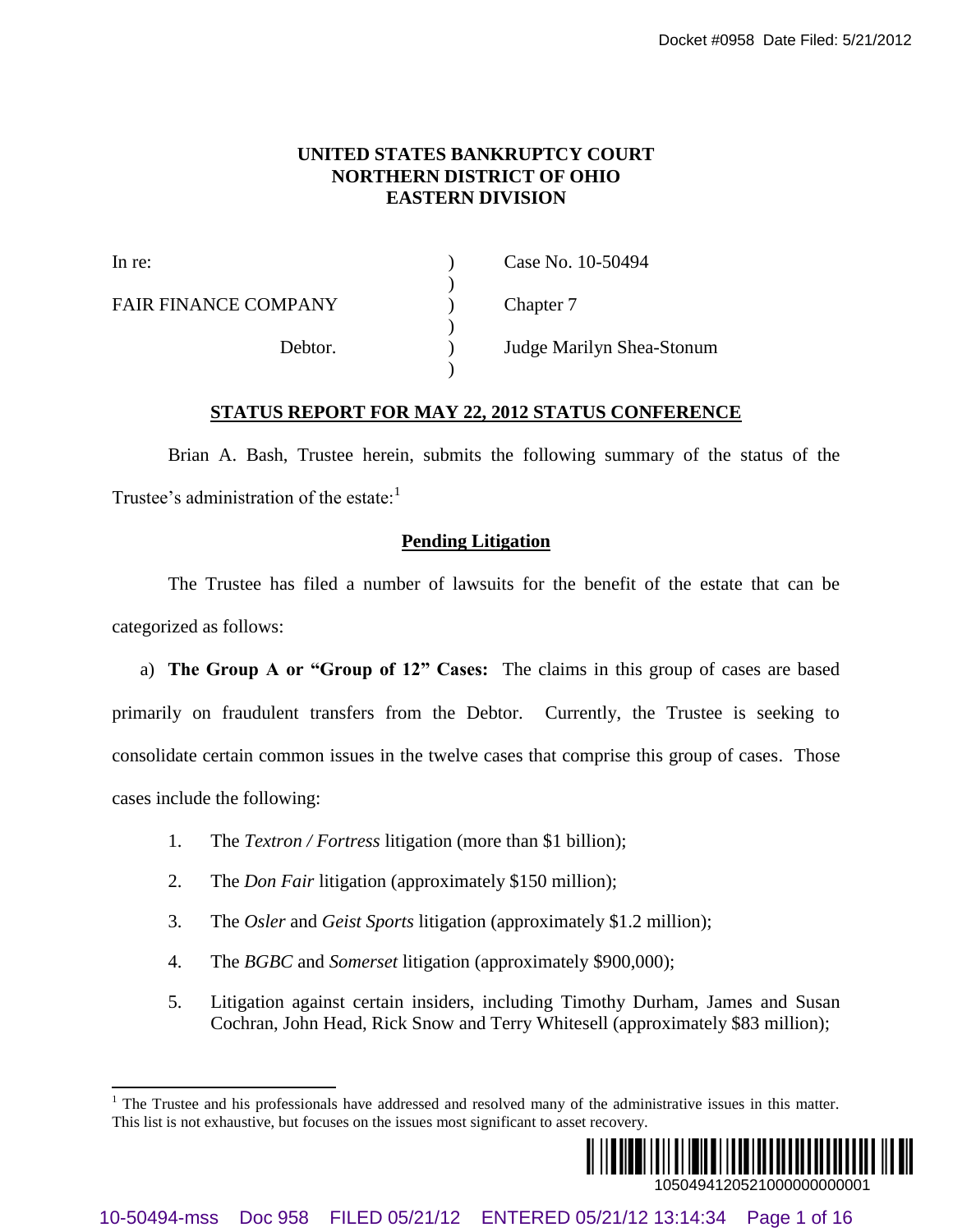# UNITED STATES BANKRUPTCY COURT
# NORTHERN DISTRICT OF OHIO
# EASTERN DIVISION

| | | |
|---|---|---|
| In re: | ) | Case No. 10-50494 |
| | ) | |
| FAIR FINANCE COMPANY | ) | Chapter 7 |
| | ) | |
| Debtor. | ) | Judge Marilyn Shea-Stonum |
| | ) | |

## STATUS REPORT FOR MAY 22, 2012 STATUS CONFERENCE

Brian A. Bash, Trustee herein, submits the following summary of the status of the Trustee's administration of the estate:[1]

### Pending Litigation

The Trustee has filed a number of lawsuits for the benefit of the estate that can be categorized as follows:

a) **The Group A or "Group of 12" Cases:** The claims in this group of cases are based primarily on fraudulent transfers from the Debtor. Currently, the Trustee is seeking to consolidate certain common issues in the twelve cases that comprise this group of cases. Those cases include the following:

1. The *Textron / Fortress* litigation (more than $1 billion);
2. The *Don Fair* litigation (approximately $150 million);
3. The *Osler* and *Geist Sports* litigation (approximately $1.2 million);
4. The *BGBC* and *Somerset* litigation (approximately $900,000);
5. Litigation against certain insiders, including Timothy Durham, James and Susan Cochran, John Head, Rick Snow and Terry Whitesell (approximately $83 million);

[1] The Trustee and his professionals have addressed and resolved many of the administrative issues in this matter. This list is not exhaustive, but focuses on the issues most significant to asset recovery.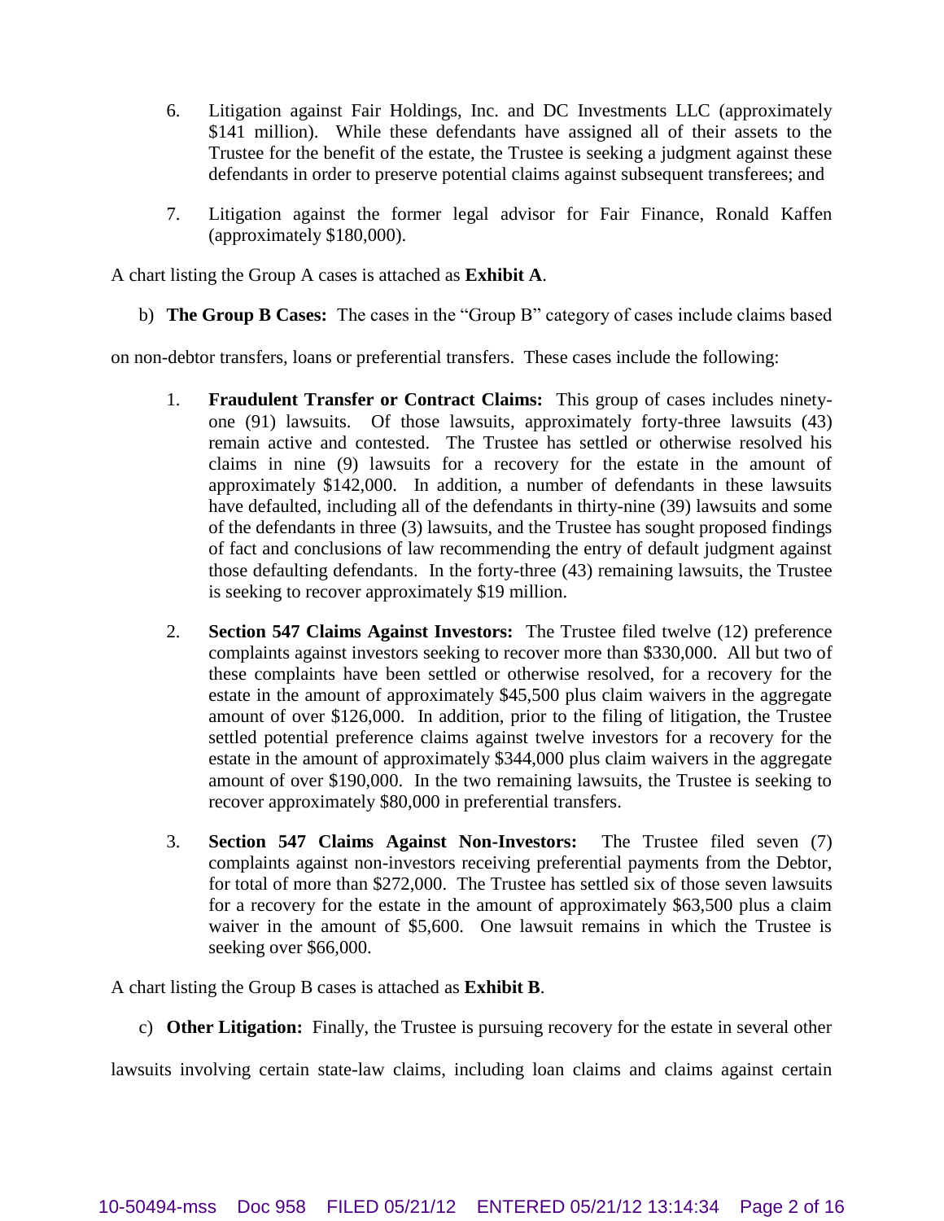6. Litigation against Fair Holdings, Inc. and DC Investments LLC (approximately $141 million). While these defendants have assigned all of their assets to the Trustee for the benefit of the estate, the Trustee is seeking a judgment against these defendants in order to preserve potential claims against subsequent transferees; and

7. Litigation against the former legal advisor for Fair Finance, Ronald Kaffen (approximately $180,000).

A chart listing the Group A cases is attached as **Exhibit A**.

b) **The Group B Cases:** The cases in the "Group B" category of cases include claims based on non-debtor transfers, loans or preferential transfers. These cases include the following:

1. **Fraudulent Transfer or Contract Claims:** This group of cases includes ninety-one (91) lawsuits. Of those lawsuits, approximately forty-three lawsuits (43) remain active and contested. The Trustee has settled or otherwise resolved his claims in nine (9) lawsuits for a recovery for the estate in the amount of approximately $142,000. In addition, a number of defendants in these lawsuits have defaulted, including all of the defendants in thirty-nine (39) lawsuits and some of the defendants in three (3) lawsuits, and the Trustee has sought proposed findings of fact and conclusions of law recommending the entry of default judgment against those defaulting defendants. In the forty-three (43) remaining lawsuits, the Trustee is seeking to recover approximately $19 million.

2. **Section 547 Claims Against Investors:** The Trustee filed twelve (12) preference complaints against investors seeking to recover more than $330,000. All but two of these complaints have been settled or otherwise resolved, for a recovery for the estate in the amount of approximately $45,500 plus claim waivers in the aggregate amount of over $126,000. In addition, prior to the filing of litigation, the Trustee settled potential preference claims against twelve investors for a recovery for the estate in the amount of approximately $344,000 plus claim waivers in the aggregate amount of over $190,000. In the two remaining lawsuits, the Trustee is seeking to recover approximately $80,000 in preferential transfers.

3. **Section 547 Claims Against Non-Investors:** The Trustee filed seven (7) complaints against non-investors receiving preferential payments from the Debtor, for total of more than $272,000. The Trustee has settled six of those seven lawsuits for a recovery for the estate in the amount of approximately $63,500 plus a claim waiver in the amount of $5,600. One lawsuit remains in which the Trustee is seeking over $66,000.

A chart listing the Group B cases is attached as **Exhibit B**.

c) **Other Litigation:** Finally, the Trustee is pursuing recovery for the estate in several other lawsuits involving certain state-law claims, including loan claims and claims against certain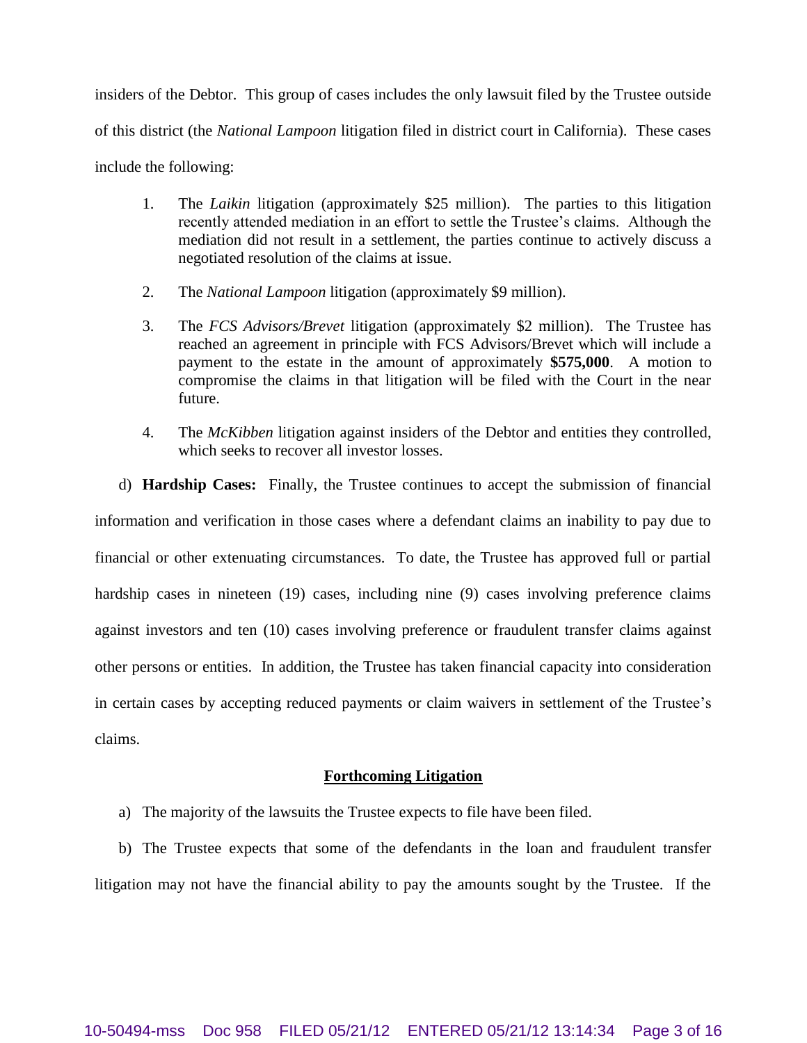insiders of the Debtor. This group of cases includes the only lawsuit filed by the Trustee outside of this district (the *National Lampoon* litigation filed in district court in California). These cases include the following:

1. The *Laikin* litigation (approximately $25 million). The parties to this litigation recently attended mediation in an effort to settle the Trustee's claims. Although the mediation did not result in a settlement, the parties continue to actively discuss a negotiated resolution of the claims at issue.

2. The *National Lampoon* litigation (approximately $9 million).

3. The *FCS Advisors/Brevet* litigation (approximately $2 million). The Trustee has reached an agreement in principle with FCS Advisors/Brevet which will include a payment to the estate in the amount of approximately **$575,000**. A motion to compromise the claims in that litigation will be filed with the Court in the near future.

4. The *McKibben* litigation against insiders of the Debtor and entities they controlled, which seeks to recover all investor losses.

d) **Hardship Cases:** Finally, the Trustee continues to accept the submission of financial information and verification in those cases where a defendant claims an inability to pay due to financial or other extenuating circumstances. To date, the Trustee has approved full or partial hardship cases in nineteen (19) cases, including nine (9) cases involving preference claims against investors and ten (10) cases involving preference or fraudulent transfer claims against other persons or entities. In addition, the Trustee has taken financial capacity into consideration in certain cases by accepting reduced payments or claim waivers in settlement of the Trustee's claims.

## Forthcoming Litigation

a) The majority of the lawsuits the Trustee expects to file have been filed.

b) The Trustee expects that some of the defendants in the loan and fraudulent transfer litigation may not have the financial ability to pay the amounts sought by the Trustee. If the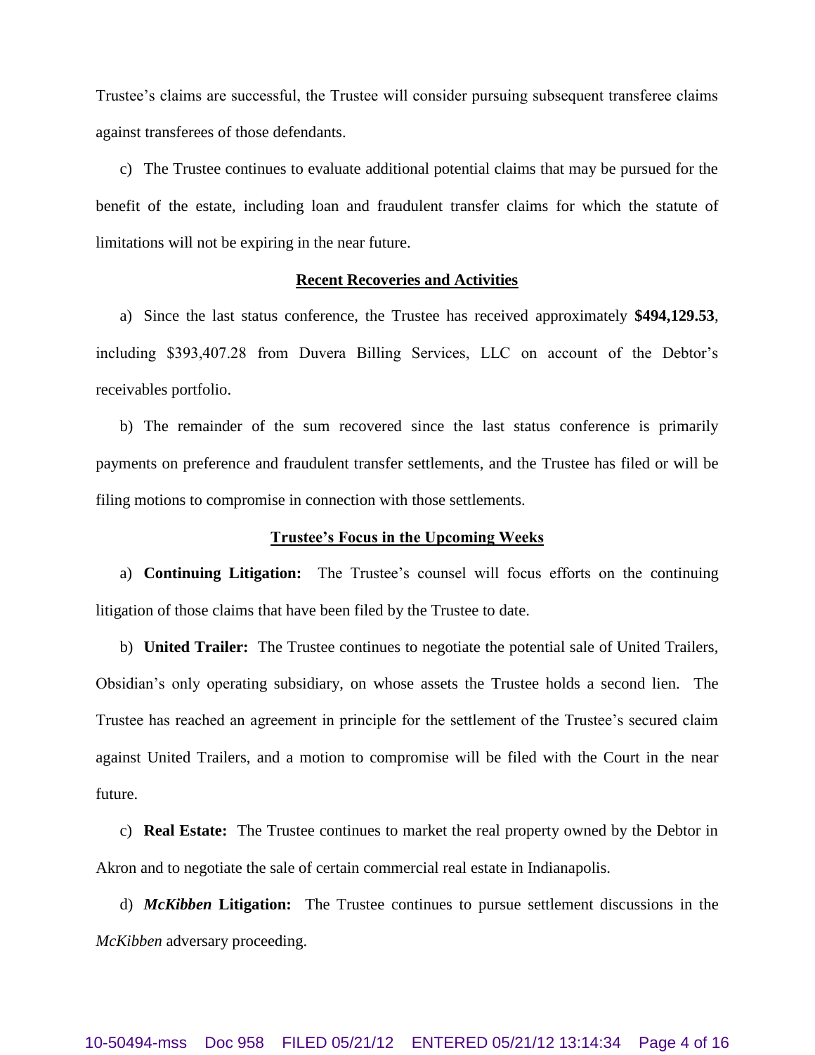Trustee's claims are successful, the Trustee will consider pursuing subsequent transferee claims against transferees of those defendants.

c) The Trustee continues to evaluate additional potential claims that may be pursued for the benefit of the estate, including loan and fraudulent transfer claims for which the statute of limitations will not be expiring in the near future.

## Recent Recoveries and Activities

a) Since the last status conference, the Trustee has received approximately **$494,129.53**, including $393,407.28 from Duvera Billing Services, LLC on account of the Debtor's receivables portfolio.

b) The remainder of the sum recovered since the last status conference is primarily payments on preference and fraudulent transfer settlements, and the Trustee has filed or will be filing motions to compromise in connection with those settlements.

## Trustee's Focus in the Upcoming Weeks

a) **Continuing Litigation:** The Trustee's counsel will focus efforts on the continuing litigation of those claims that have been filed by the Trustee to date.

b) **United Trailer:** The Trustee continues to negotiate the potential sale of United Trailers, Obsidian's only operating subsidiary, on whose assets the Trustee holds a second lien. The Trustee has reached an agreement in principle for the settlement of the Trustee's secured claim against United Trailers, and a motion to compromise will be filed with the Court in the near future.

c) **Real Estate:** The Trustee continues to market the real property owned by the Debtor in Akron and to negotiate the sale of certain commercial real estate in Indianapolis.

d) ***McKibben* Litigation:** The Trustee continues to pursue settlement discussions in the *McKibben* adversary proceeding.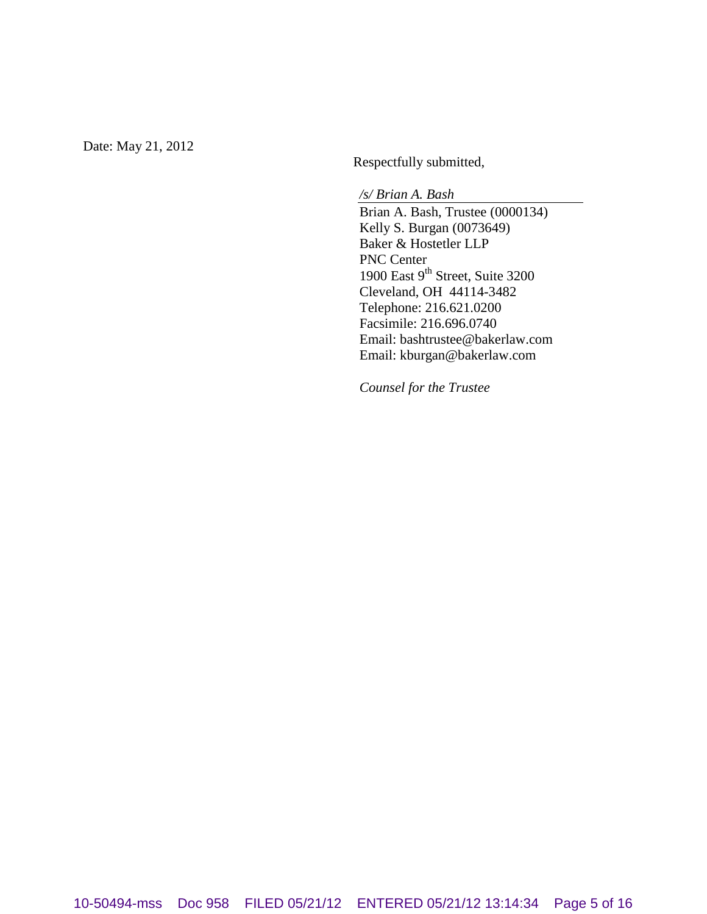Date: May 21, 2012

Respectfully submitted,

*/s/ Brian A. Bash*

Brian A. Bash, Trustee (0000134)
Kelly S. Burgan (0073649)
Baker & Hostetler LLP
PNC Center
1900 East 9th Street, Suite 3200
Cleveland, OH 44114-3482
Telephone: 216.621.0200
Facsimile: 216.696.0740
Email: bashtrustee@bakerlaw.com
Email: kburgan@bakerlaw.com

*Counsel for the Trustee*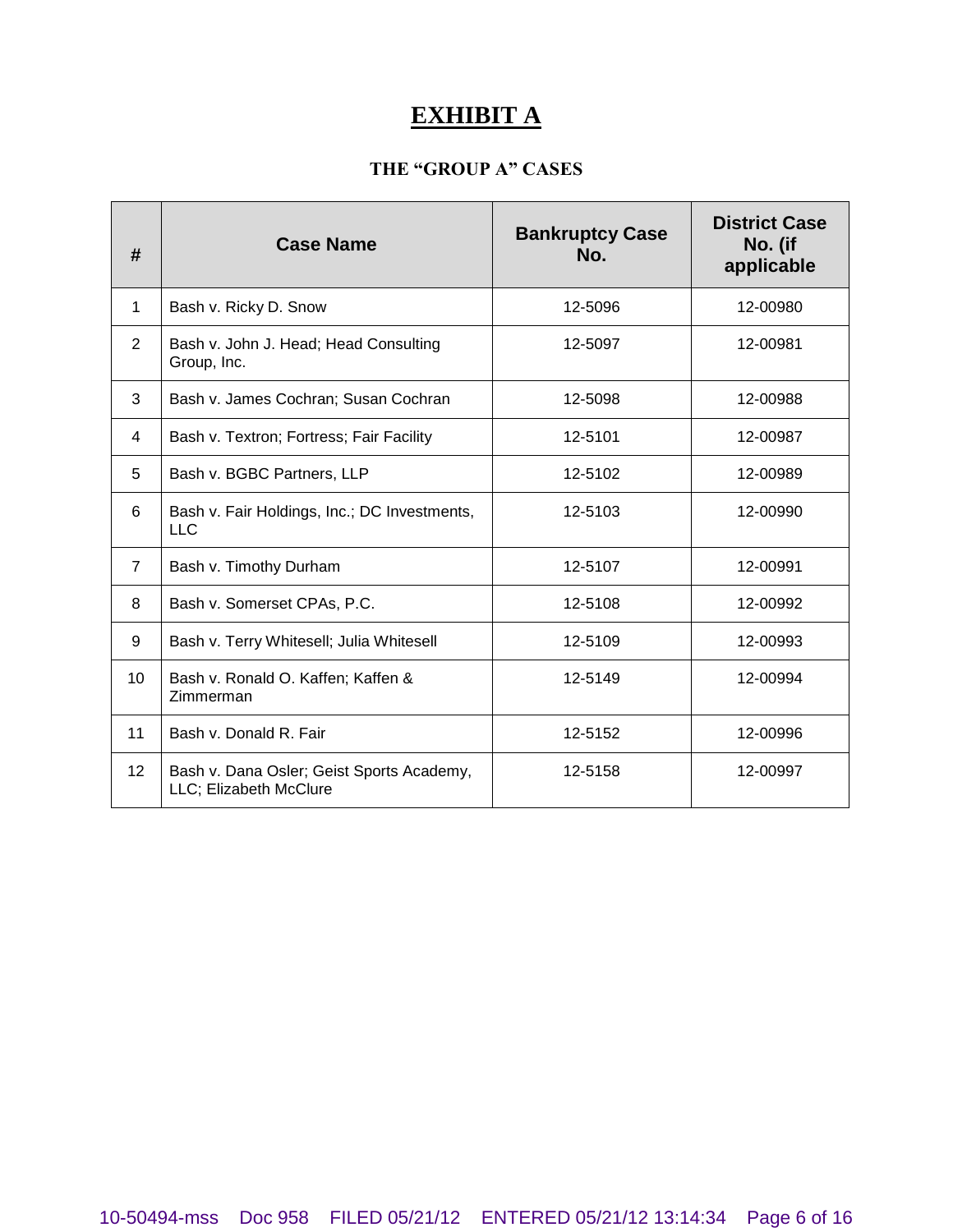# EXHIBIT A

### THE "GROUP A" CASES

| # | Case Name | Bankruptcy Case No. | District Case No. (if applicable |
|---|---|---|---|
| 1 | Bash v. Ricky D. Snow | 12-5096 | 12-00980 |
| 2 | Bash v. John J. Head; Head Consulting Group, Inc. | 12-5097 | 12-00981 |
| 3 | Bash v. James Cochran; Susan Cochran | 12-5098 | 12-00988 |
| 4 | Bash v. Textron; Fortress; Fair Facility | 12-5101 | 12-00987 |
| 5 | Bash v. BGBC Partners, LLP | 12-5102 | 12-00989 |
| 6 | Bash v. Fair Holdings, Inc.; DC Investments, LLC | 12-5103 | 12-00990 |
| 7 | Bash v. Timothy Durham | 12-5107 | 12-00991 |
| 8 | Bash v. Somerset CPAs, P.C. | 12-5108 | 12-00992 |
| 9 | Bash v. Terry Whitesell; Julia Whitesell | 12-5109 | 12-00993 |
| 10 | Bash v. Ronald O. Kaffen; Kaffen & Zimmerman | 12-5149 | 12-00994 |
| 11 | Bash v. Donald R. Fair | 12-5152 | 12-00996 |
| 12 | Bash v. Dana Osler; Geist Sports Academy, LLC; Elizabeth McClure | 12-5158 | 12-00997 |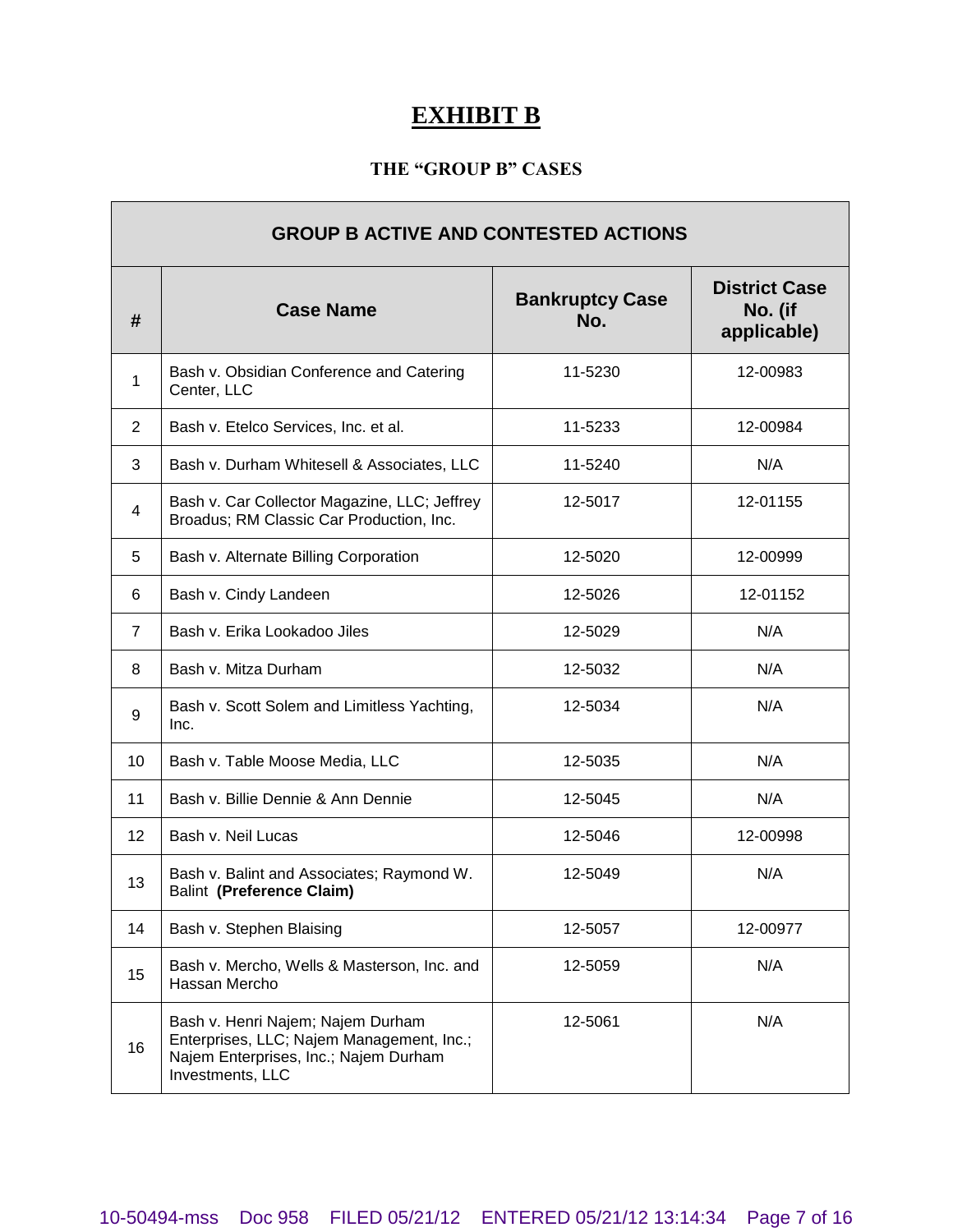# EXHIBIT B

## THE "GROUP B" CASES

| GROUP B ACTIVE AND CONTESTED ACTIONS | | | |
|---|---|---|---|
| **#** | **Case Name** | **Bankruptcy Case No.** | **District Case No. (if applicable)** |
| 1 | Bash v. Obsidian Conference and Catering Center, LLC | 11-5230 | 12-00983 |
| 2 | Bash v. Etelco Services, Inc. et al. | 11-5233 | 12-00984 |
| 3 | Bash v. Durham Whitesell & Associates, LLC | 11-5240 | N/A |
| 4 | Bash v. Car Collector Magazine, LLC; Jeffrey Broadus; RM Classic Car Production, Inc. | 12-5017 | 12-01155 |
| 5 | Bash v. Alternate Billing Corporation | 12-5020 | 12-00999 |
| 6 | Bash v. Cindy Landeen | 12-5026 | 12-01152 |
| 7 | Bash v. Erika Lookadoo Jiles | 12-5029 | N/A |
| 8 | Bash v. Mitza Durham | 12-5032 | N/A |
| 9 | Bash v. Scott Solem and Limitless Yachting, Inc. | 12-5034 | N/A |
| 10 | Bash v. Table Moose Media, LLC | 12-5035 | N/A |
| 11 | Bash v. Billie Dennie & Ann Dennie | 12-5045 | N/A |
| 12 | Bash v. Neil Lucas | 12-5046 | 12-00998 |
| 13 | Bash v. Balint and Associates; Raymond W. Balint **(Preference Claim)** | 12-5049 | N/A |
| 14 | Bash v. Stephen Blaising | 12-5057 | 12-00977 |
| 15 | Bash v. Mercho, Wells & Masterson, Inc. and Hassan Mercho | 12-5059 | N/A |
| 16 | Bash v. Henri Najem; Najem Durham Enterprises, LLC; Najem Management, Inc.; Najem Enterprises, Inc.; Najem Durham Investments, LLC | 12-5061 | N/A |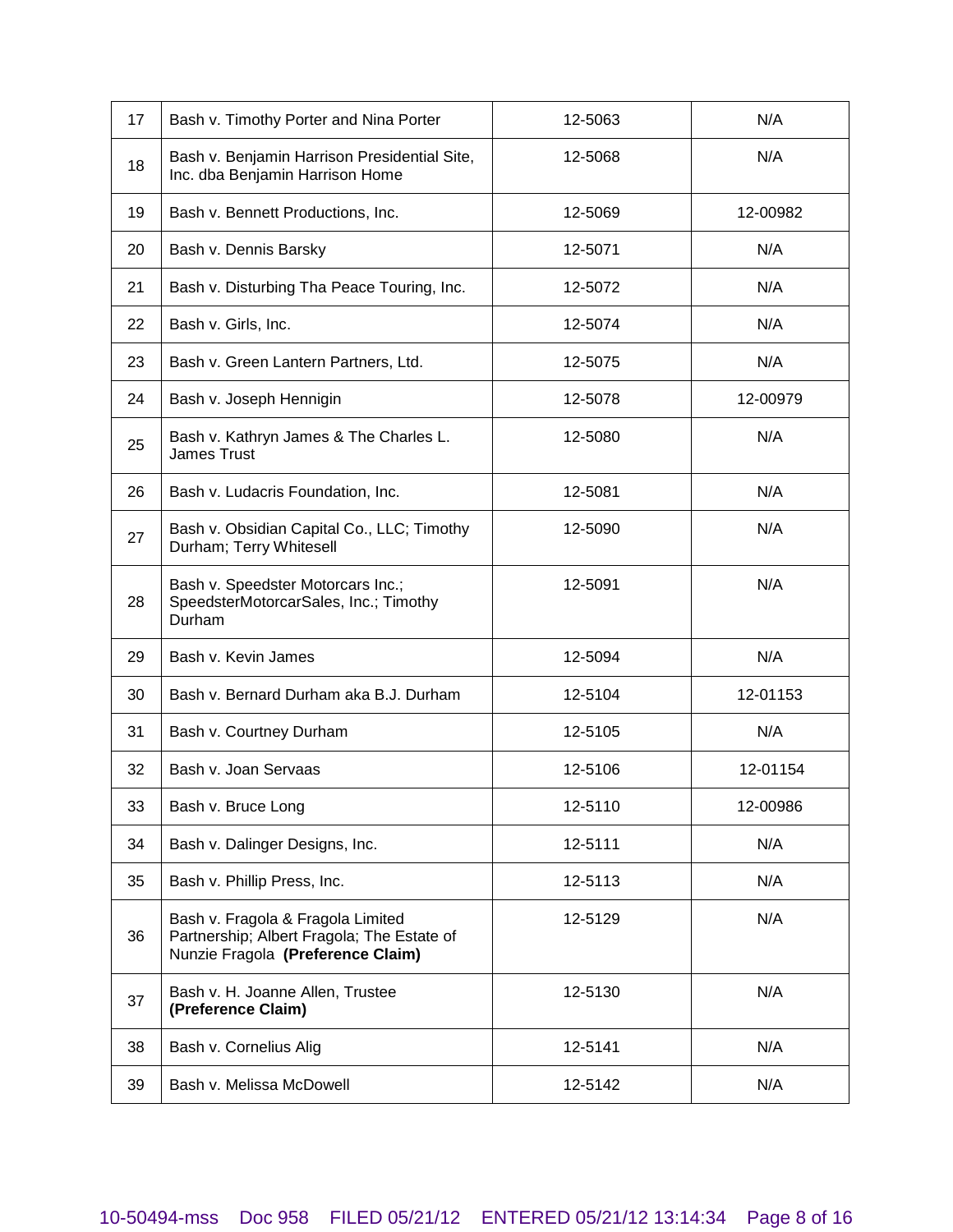| 17 | Bash v. Timothy Porter and Nina Porter | 12-5063 | N/A |
|---|---|---|---|
| 18 | Bash v. Benjamin Harrison Presidential Site, Inc. dba Benjamin Harrison Home | 12-5068 | N/A |
| 19 | Bash v. Bennett Productions, Inc. | 12-5069 | 12-00982 |
| 20 | Bash v. Dennis Barsky | 12-5071 | N/A |
| 21 | Bash v. Disturbing Tha Peace Touring, Inc. | 12-5072 | N/A |
| 22 | Bash v. Girls, Inc. | 12-5074 | N/A |
| 23 | Bash v. Green Lantern Partners, Ltd. | 12-5075 | N/A |
| 24 | Bash v. Joseph Hennigin | 12-5078 | 12-00979 |
| 25 | Bash v. Kathryn James & The Charles L. James Trust | 12-5080 | N/A |
| 26 | Bash v. Ludacris Foundation, Inc. | 12-5081 | N/A |
| 27 | Bash v. Obsidian Capital Co., LLC; Timothy Durham; Terry Whitesell | 12-5090 | N/A |
| 28 | Bash v. Speedster Motorcars Inc.; SpeedsterMotorcarSales, Inc.; Timothy Durham | 12-5091 | N/A |
| 29 | Bash v. Kevin James | 12-5094 | N/A |
| 30 | Bash v. Bernard Durham aka B.J. Durham | 12-5104 | 12-01153 |
| 31 | Bash v. Courtney Durham | 12-5105 | N/A |
| 32 | Bash v. Joan Servaas | 12-5106 | 12-01154 |
| 33 | Bash v. Bruce Long | 12-5110 | 12-00986 |
| 34 | Bash v. Dalinger Designs, Inc. | 12-5111 | N/A |
| 35 | Bash v. Phillip Press, Inc. | 12-5113 | N/A |
| 36 | Bash v. Fragola & Fragola Limited Partnership; Albert Fragola; The Estate of Nunzie Fragola **(Preference Claim)** | 12-5129 | N/A |
| 37 | Bash v. H. Joanne Allen, Trustee **(Preference Claim)** | 12-5130 | N/A |
| 38 | Bash v. Cornelius Alig | 12-5141 | N/A |
| 39 | Bash v. Melissa McDowell | 12-5142 | N/A |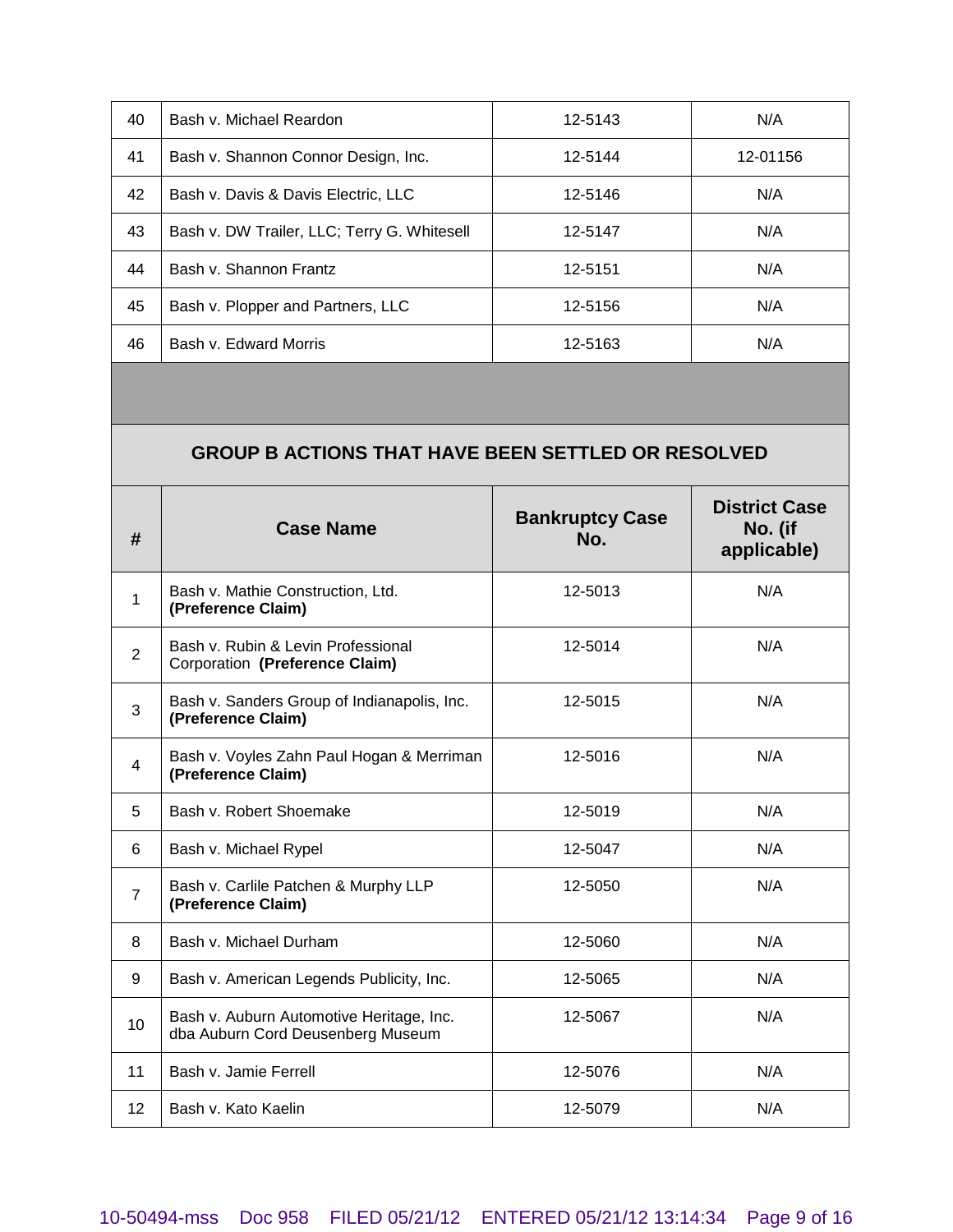| 40 | Bash v. Michael Reardon | 12-5143 | N/A |
|---|---|---|---|
| 41 | Bash v. Shannon Connor Design, Inc. | 12-5144 | 12-01156 |
| 42 | Bash v. Davis & Davis Electric, LLC | 12-5146 | N/A |
| 43 | Bash v. DW Trailer, LLC; Terry G. Whitesell | 12-5147 | N/A |
| 44 | Bash v. Shannon Frantz | 12-5151 | N/A |
| 45 | Bash v. Plopper and Partners, LLC | 12-5156 | N/A |
| 46 | Bash v. Edward Morris | 12-5163 | N/A |

## GROUP B ACTIONS THAT HAVE BEEN SETTLED OR RESOLVED

| # | Case Name | Bankruptcy Case No. | District Case No. (if applicable) |
|---|---|---|---|
| 1 | Bash v. Mathie Construction, Ltd. **(Preference Claim)** | 12-5013 | N/A |
| 2 | Bash v. Rubin & Levin Professional Corporation **(Preference Claim)** | 12-5014 | N/A |
| 3 | Bash v. Sanders Group of Indianapolis, Inc. **(Preference Claim)** | 12-5015 | N/A |
| 4 | Bash v. Voyles Zahn Paul Hogan & Merriman **(Preference Claim)** | 12-5016 | N/A |
| 5 | Bash v. Robert Shoemake | 12-5019 | N/A |
| 6 | Bash v. Michael Rypel | 12-5047 | N/A |
| 7 | Bash v. Carlile Patchen & Murphy LLP **(Preference Claim)** | 12-5050 | N/A |
| 8 | Bash v. Michael Durham | 12-5060 | N/A |
| 9 | Bash v. American Legends Publicity, Inc. | 12-5065 | N/A |
| 10 | Bash v. Auburn Automotive Heritage, Inc. dba Auburn Cord Deusenberg Museum | 12-5067 | N/A |
| 11 | Bash v. Jamie Ferrell | 12-5076 | N/A |
| 12 | Bash v. Kato Kaelin | 12-5079 | N/A |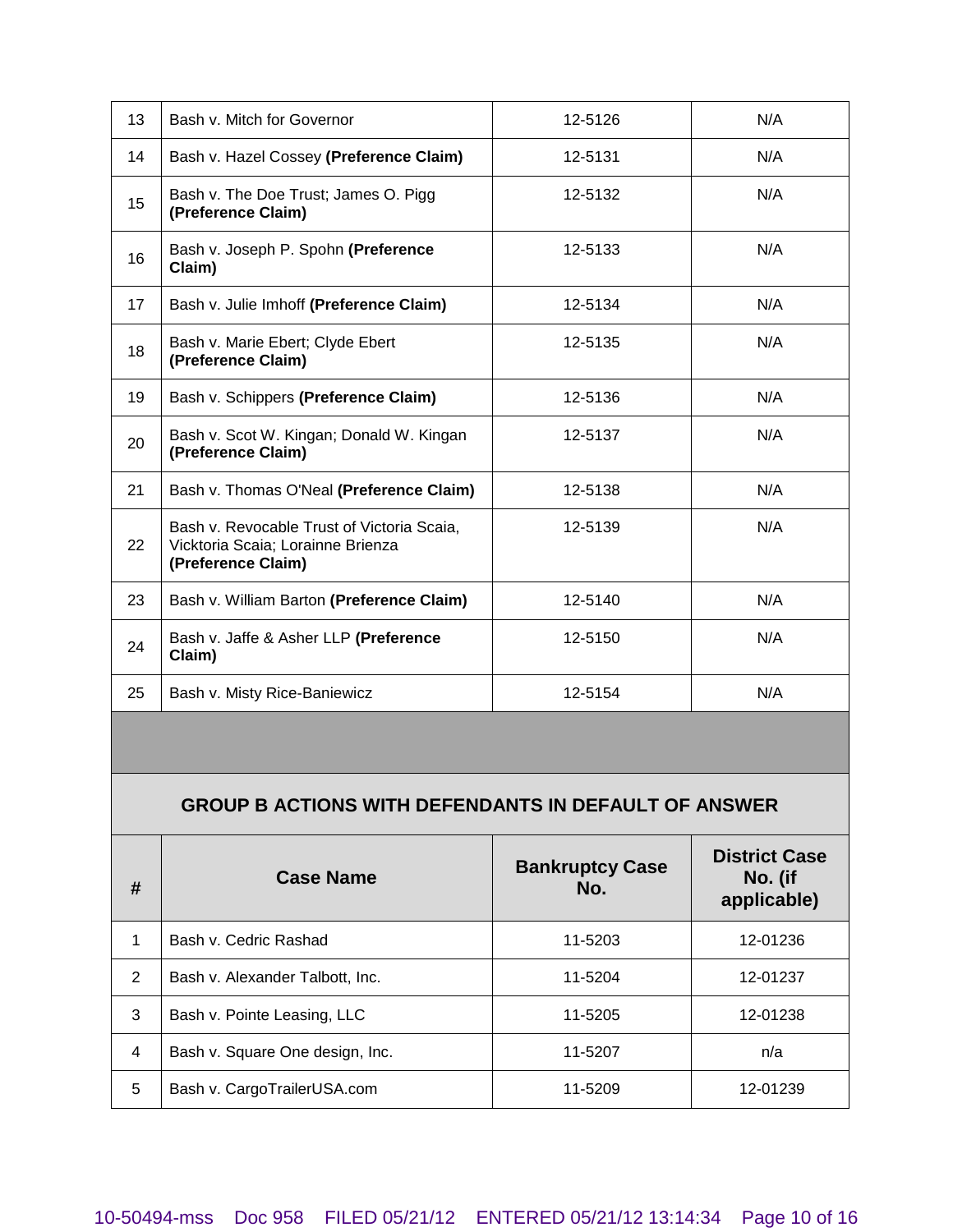| # | Case Name | Bankruptcy Case No. | District Case No. (if applicable) |
|---|---|---|---|
| 13 | Bash v. Mitch for Governor | 12-5126 | N/A |
| 14 | Bash v. Hazel Cossey **(Preference Claim)** | 12-5131 | N/A |
| 15 | Bash v. The Doe Trust; James O. Pigg **(Preference Claim)** | 12-5132 | N/A |
| 16 | Bash v. Joseph P. Spohn **(Preference Claim)** | 12-5133 | N/A |
| 17 | Bash v. Julie Imhoff **(Preference Claim)** | 12-5134 | N/A |
| 18 | Bash v. Marie Ebert; Clyde Ebert **(Preference Claim)** | 12-5135 | N/A |
| 19 | Bash v. Schippers **(Preference Claim)** | 12-5136 | N/A |
| 20 | Bash v. Scot W. Kingan; Donald W. Kingan **(Preference Claim)** | 12-5137 | N/A |
| 21 | Bash v. Thomas O'Neal **(Preference Claim)** | 12-5138 | N/A |
| 22 | Bash v. Revocable Trust of Victoria Scaia, Vicktoria Scaia; Lorainne Brienza **(Preference Claim)** | 12-5139 | N/A |
| 23 | Bash v. William Barton **(Preference Claim)** | 12-5140 | N/A |
| 24 | Bash v. Jaffe & Asher LLP **(Preference Claim)** | 12-5150 | N/A |
| 25 | Bash v. Misty Rice-Baniewicz | 12-5154 | N/A |

**GROUP B ACTIONS WITH DEFENDANTS IN DEFAULT OF ANSWER**

| # | Case Name | Bankruptcy Case No. | District Case No. (if applicable) |
|---|---|---|---|
| 1 | Bash v. Cedric Rashad | 11-5203 | 12-01236 |
| 2 | Bash v. Alexander Talbott, Inc. | 11-5204 | 12-01237 |
| 3 | Bash v. Pointe Leasing, LLC | 11-5205 | 12-01238 |
| 4 | Bash v. Square One design, Inc. | 11-5207 | n/a |
| 5 | Bash v. CargoTrailerUSA.com | 11-5209 | 12-01239 |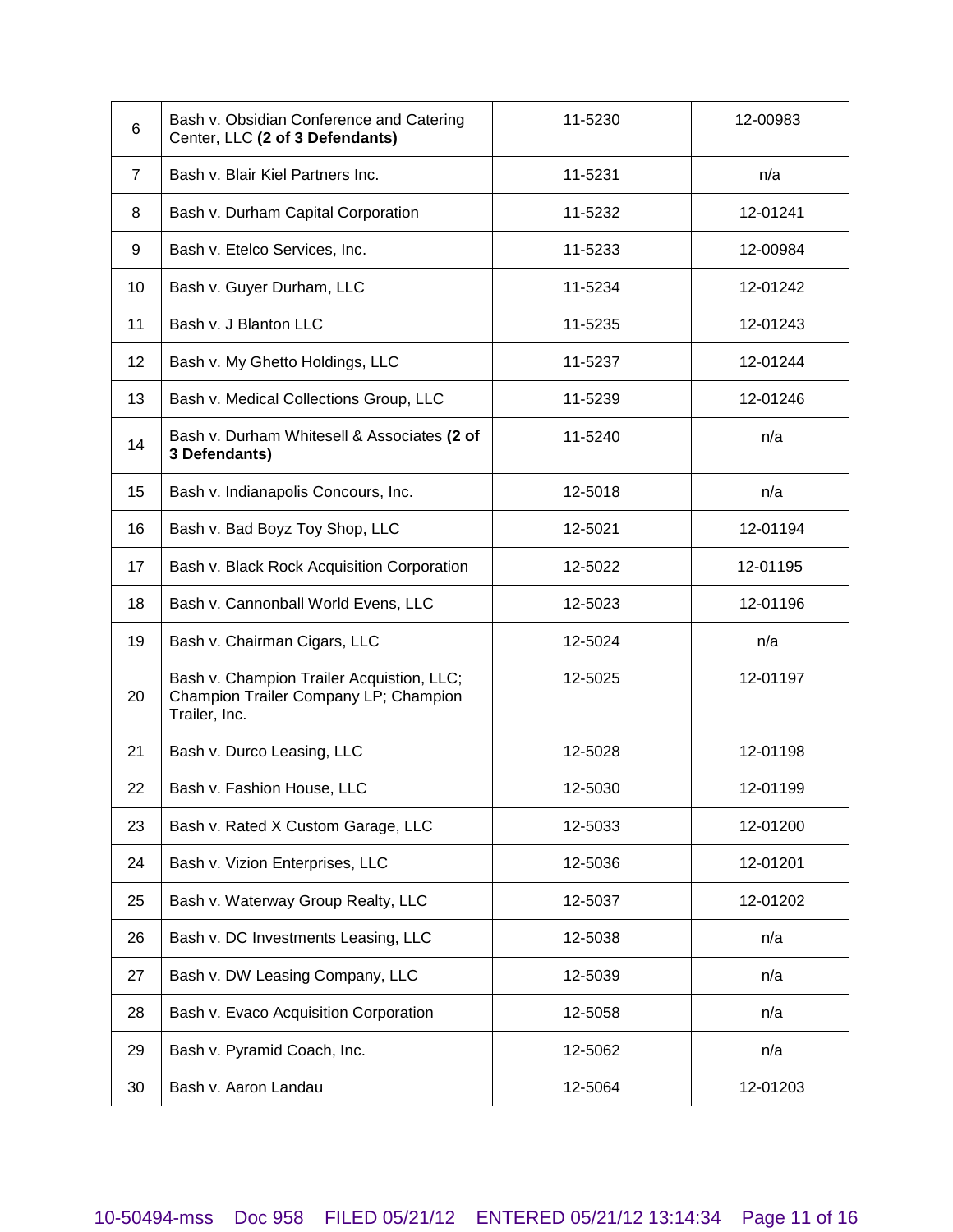| 6 | Bash v. Obsidian Conference and Catering Center, LLC **(2 of 3 Defendants)** | 11-5230 | 12-00983 |
|---|---|---|---|
| 7 | Bash v. Blair Kiel Partners Inc. | 11-5231 | n/a |
| 8 | Bash v. Durham Capital Corporation | 11-5232 | 12-01241 |
| 9 | Bash v. Etelco Services, Inc. | 11-5233 | 12-00984 |
| 10 | Bash v. Guyer Durham, LLC | 11-5234 | 12-01242 |
| 11 | Bash v. J Blanton LLC | 11-5235 | 12-01243 |
| 12 | Bash v. My Ghetto Holdings, LLC | 11-5237 | 12-01244 |
| 13 | Bash v. Medical Collections Group, LLC | 11-5239 | 12-01246 |
| 14 | Bash v. Durham Whitesell & Associates **(2 of 3 Defendants)** | 11-5240 | n/a |
| 15 | Bash v. Indianapolis Concours, Inc. | 12-5018 | n/a |
| 16 | Bash v. Bad Boyz Toy Shop, LLC | 12-5021 | 12-01194 |
| 17 | Bash v. Black Rock Acquisition Corporation | 12-5022 | 12-01195 |
| 18 | Bash v. Cannonball World Evens, LLC | 12-5023 | 12-01196 |
| 19 | Bash v. Chairman Cigars, LLC | 12-5024 | n/a |
| 20 | Bash v. Champion Trailer Acquistion, LLC; Champion Trailer Company LP; Champion Trailer, Inc. | 12-5025 | 12-01197 |
| 21 | Bash v. Durco Leasing, LLC | 12-5028 | 12-01198 |
| 22 | Bash v. Fashion House, LLC | 12-5030 | 12-01199 |
| 23 | Bash v. Rated X Custom Garage, LLC | 12-5033 | 12-01200 |
| 24 | Bash v. Vizion Enterprises, LLC | 12-5036 | 12-01201 |
| 25 | Bash v. Waterway Group Realty, LLC | 12-5037 | 12-01202 |
| 26 | Bash v. DC Investments Leasing, LLC | 12-5038 | n/a |
| 27 | Bash v. DW Leasing Company, LLC | 12-5039 | n/a |
| 28 | Bash v. Evaco Acquisition Corporation | 12-5058 | n/a |
| 29 | Bash v. Pyramid Coach, Inc. | 12-5062 | n/a |
| 30 | Bash v. Aaron Landau | 12-5064 | 12-01203 |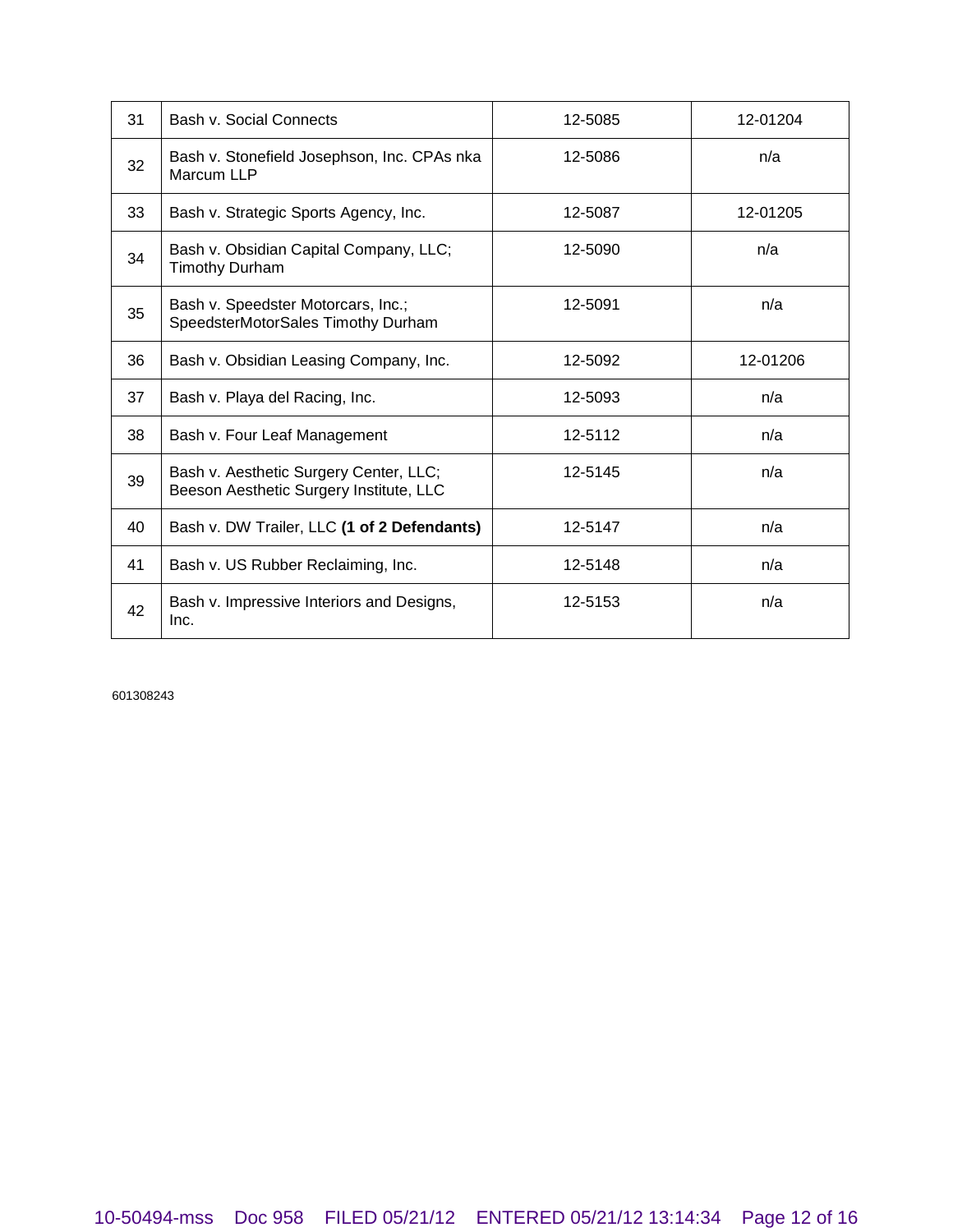| 31 | Bash v. Social Connects | 12-5085 | 12-01204 |
|---|---|---|---|
| 32 | Bash v. Stonefield Josephson, Inc. CPAs nka Marcum LLP | 12-5086 | n/a |
| 33 | Bash v. Strategic Sports Agency, Inc. | 12-5087 | 12-01205 |
| 34 | Bash v. Obsidian Capital Company, LLC; Timothy Durham | 12-5090 | n/a |
| 35 | Bash v. Speedster Motorcars, Inc.; SpeedsterMotorSales Timothy Durham | 12-5091 | n/a |
| 36 | Bash v. Obsidian Leasing Company, Inc. | 12-5092 | 12-01206 |
| 37 | Bash v. Playa del Racing, Inc. | 12-5093 | n/a |
| 38 | Bash v. Four Leaf Management | 12-5112 | n/a |
| 39 | Bash v. Aesthetic Surgery Center, LLC; Beeson Aesthetic Surgery Institute, LLC | 12-5145 | n/a |
| 40 | Bash v. DW Trailer, LLC **(1 of 2 Defendants)** | 12-5147 | n/a |
| 41 | Bash v. US Rubber Reclaiming, Inc. | 12-5148 | n/a |
| 42 | Bash v. Impressive Interiors and Designs, Inc. | 12-5153 | n/a |

601308243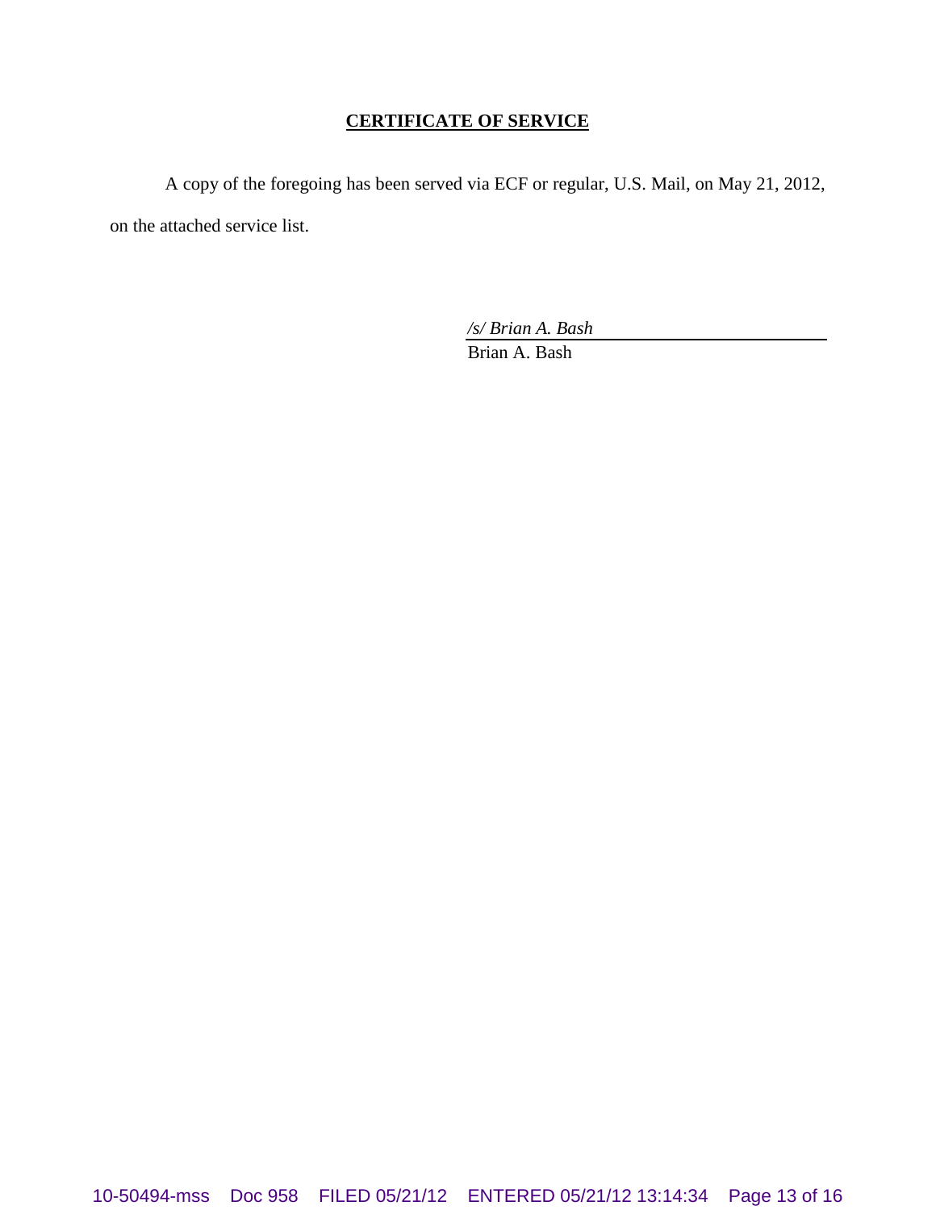## **CERTIFICATE OF SERVICE**

A copy of the foregoing has been served via ECF or regular, U.S. Mail, on May 21, 2012, on the attached service list.

*/s/ Brian A. Bash*
Brian A. Bash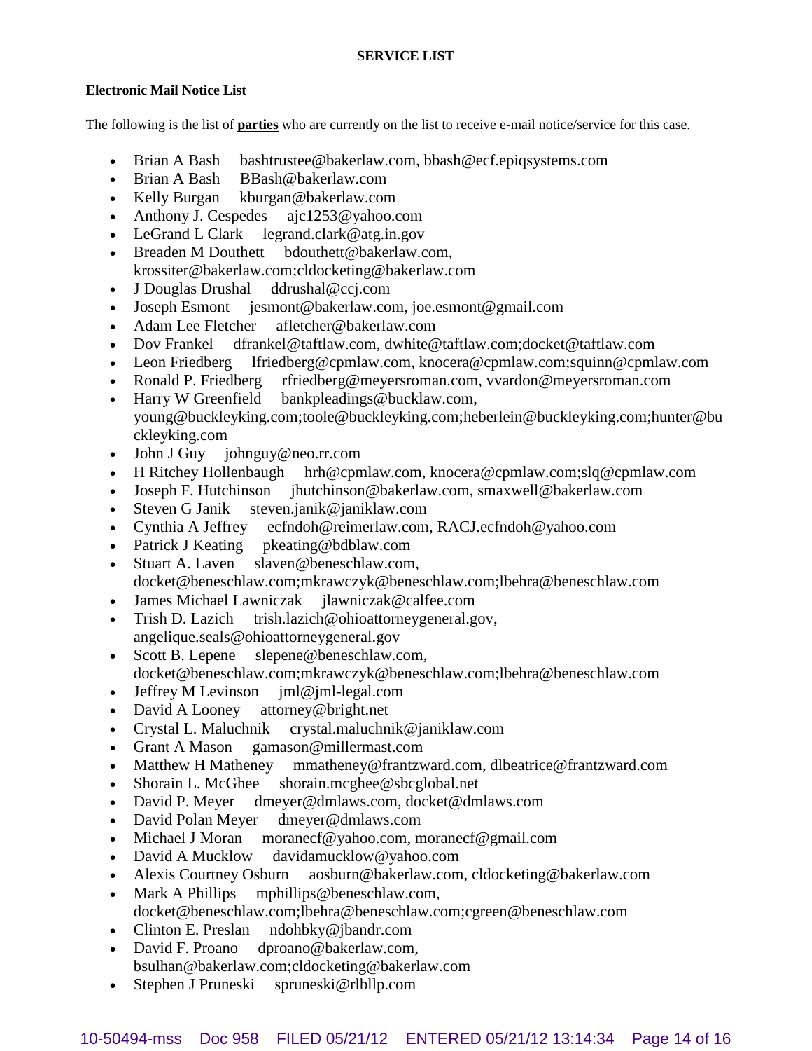**SERVICE LIST**

**Electronic Mail Notice List**

The following is the list of **parties** who are currently on the list to receive e-mail notice/service for this case.

- Brian A Bash bashtrustee@bakerlaw.com, bbash@ecf.epiqsystems.com
- Brian A Bash BBash@bakerlaw.com
- Kelly Burgan kburgan@bakerlaw.com
- Anthony J. Cespedes ajc1253@yahoo.com
- LeGrand L Clark legrand.clark@atg.in.gov
- Breaden M Douthett bdouthett@bakerlaw.com, krossiter@bakerlaw.com;cldocketing@bakerlaw.com
- J Douglas Drushal ddrushal@ccj.com
- Joseph Esmont jesmont@bakerlaw.com, joe.esmont@gmail.com
- Adam Lee Fletcher afletcher@bakerlaw.com
- Dov Frankel dfrankel@taftlaw.com, dwhite@taftlaw.com;docket@taftlaw.com
- Leon Friedberg lfriedberg@cpmlaw.com, knocera@cpmlaw.com;squinn@cpmlaw.com
- Ronald P. Friedberg rfriedberg@meyersroman.com, vvardon@meyersroman.com
- Harry W Greenfield bankpleadings@bucklaw.com, young@buckleyking.com;toole@buckleyking.com;heberlein@buckleyking.com;hunter@buckleyking.com
- John J Guy johnguy@neo.rr.com
- H Ritchey Hollenbaugh hrh@cpmlaw.com, knocera@cpmlaw.com;slq@cpmlaw.com
- Joseph F. Hutchinson jhutchinson@bakerlaw.com, smaxwell@bakerlaw.com
- Steven G Janik steven.janik@janiklaw.com
- Cynthia A Jeffrey ecfndoh@reimerlaw.com, RACJ.ecfndoh@yahoo.com
- Patrick J Keating pkeating@bdblaw.com
- Stuart A. Laven slaven@beneschlaw.com, docket@beneschlaw.com;mkrawczyk@beneschlaw.com;lbehra@beneschlaw.com
- James Michael Lawniczak jlawniczak@calfee.com
- Trish D. Lazich trish.lazich@ohioattorneygeneral.gov, angelique.seals@ohioattorneygeneral.gov
- Scott B. Lepene slepene@beneschlaw.com, docket@beneschlaw.com;mkrawczyk@beneschlaw.com;lbehra@beneschlaw.com
- Jeffrey M Levinson jml@jml-legal.com
- David A Looney attorney@bright.net
- Crystal L. Maluchnik crystal.maluchnik@janiklaw.com
- Grant A Mason gamason@millermast.com
- Matthew H Matheney mmatheney@frantzward.com, dlbeatrice@frantzward.com
- Shorain L. McGhee shorain.mcghee@sbcglobal.net
- David P. Meyer dmeyer@dmlaws.com, docket@dmlaws.com
- David Polan Meyer dmeyer@dmlaws.com
- Michael J Moran moranecf@yahoo.com, moranecf@gmail.com
- David A Mucklow davidamucklow@yahoo.com
- Alexis Courtney Osburn aosburn@bakerlaw.com, cldocketing@bakerlaw.com
- Mark A Phillips mphillips@beneschlaw.com, docket@beneschlaw.com;lbehra@beneschlaw.com;cgreen@beneschlaw.com
- Clinton E. Preslan ndohbky@jbandr.com
- David F. Proano dproano@bakerlaw.com, bsulhan@bakerlaw.com;cldocketing@bakerlaw.com
- Stephen J Pruneski spruneski@rlbllp.com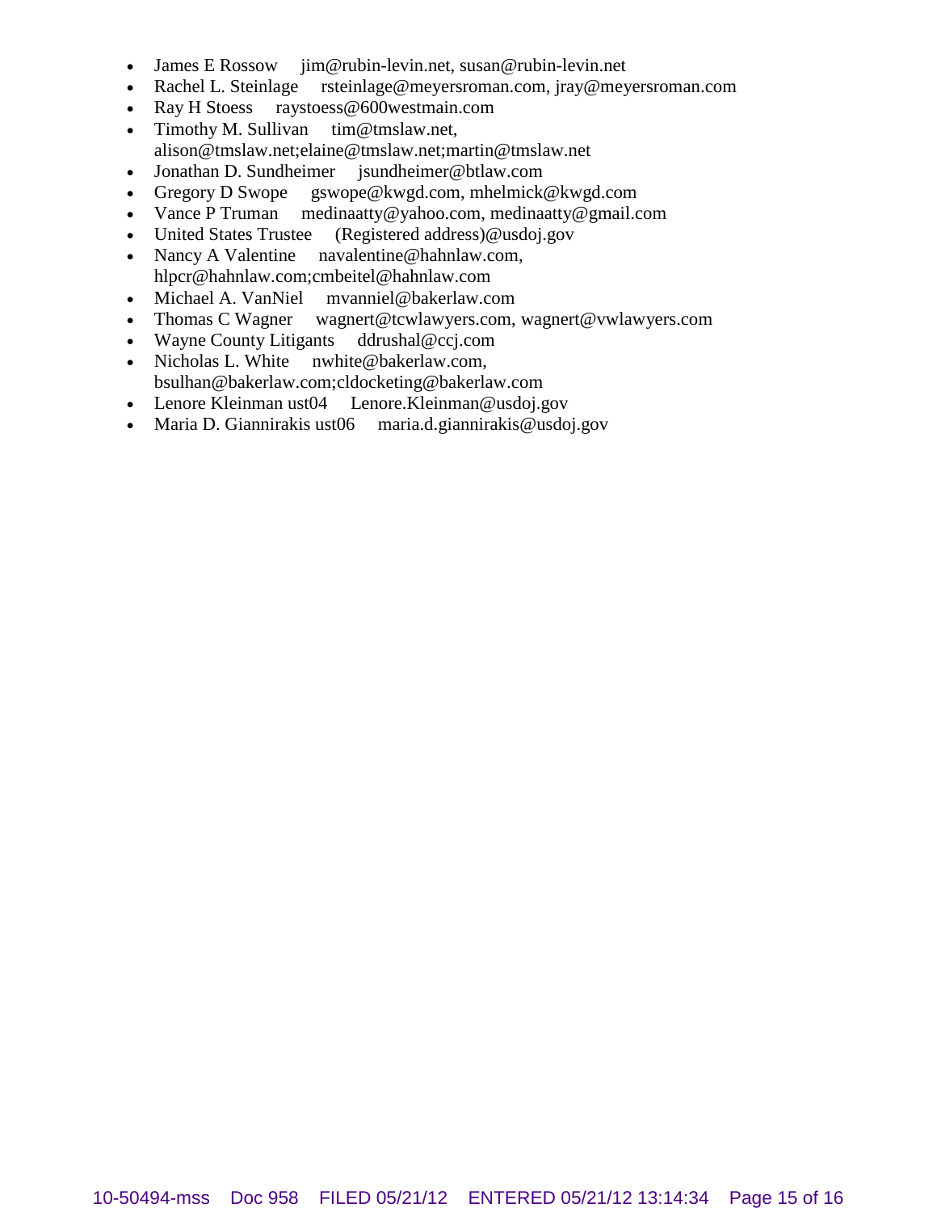- James E Rossow    jim@rubin-levin.net, susan@rubin-levin.net
- Rachel L. Steinlage    rsteinlage@meyersroman.com, jray@meyersroman.com
- Ray H Stoess    raystoess@600westmain.com
- Timothy M. Sullivan    tim@tmslaw.net, alison@tmslaw.net;elaine@tmslaw.net;martin@tmslaw.net
- Jonathan D. Sundheimer    jsundheimer@btlaw.com
- Gregory D Swope    gswope@kwgd.com, mhelmick@kwgd.com
- Vance P Truman    medinaatty@yahoo.com, medinaatty@gmail.com
- United States Trustee    (Registered address)@usdoj.gov
- Nancy A Valentine    navalentine@hahnlaw.com, hlpcr@hahnlaw.com;cmbeitel@hahnlaw.com
- Michael A. VanNiel    mvanniel@bakerlaw.com
- Thomas C Wagner    wagnert@tcwlawyers.com, wagnert@vwlawyers.com
- Wayne County Litigants    ddrushal@ccj.com
- Nicholas L. White    nwhite@bakerlaw.com, bsulhan@bakerlaw.com;cldocketing@bakerlaw.com
- Lenore Kleinman ust04    Lenore.Kleinman@usdoj.gov
- Maria D. Giannirakis ust06    maria.d.giannirakis@usdoj.gov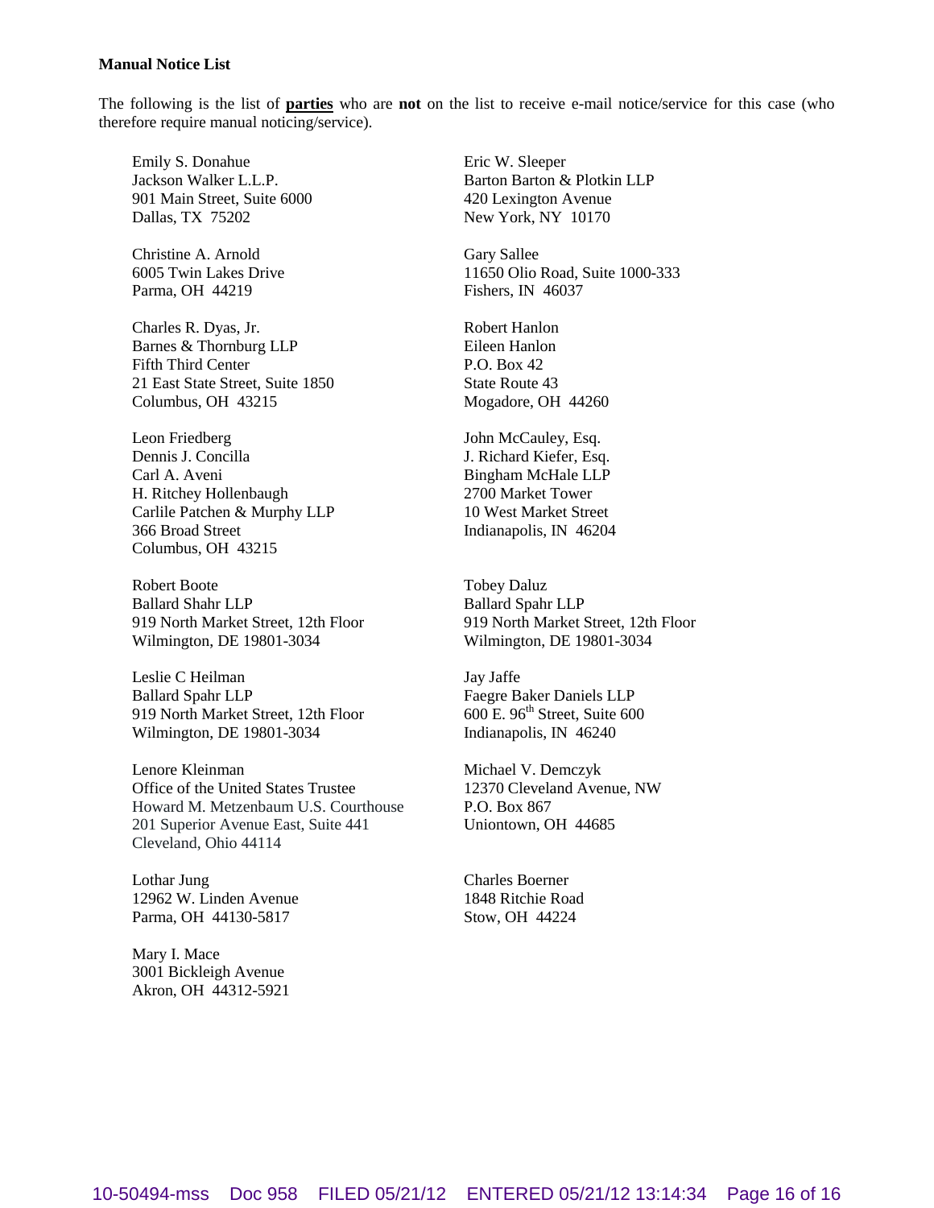**Manual Notice List**

The following is the list of **parties** who are **not** on the list to receive e-mail notice/service for this case (who therefore require manual noticing/service).

Emily S. Donahue
Jackson Walker L.L.P.
901 Main Street, Suite 6000
Dallas, TX 75202

Christine A. Arnold
6005 Twin Lakes Drive
Parma, OH 44219

Charles R. Dyas, Jr.
Barnes & Thornburg LLP
Fifth Third Center
21 East State Street, Suite 1850
Columbus, OH 43215

Leon Friedberg
Dennis J. Concilla
Carl A. Aveni
H. Ritchey Hollenbaugh
Carlile Patchen & Murphy LLP
366 Broad Street
Columbus, OH 43215

Robert Boote
Ballard Shahr LLP
919 North Market Street, 12th Floor
Wilmington, DE 19801-3034

Leslie C Heilman
Ballard Spahr LLP
919 North Market Street, 12th Floor
Wilmington, DE 19801-3034

Lenore Kleinman
Office of the United States Trustee
Howard M. Metzenbaum U.S. Courthouse
201 Superior Avenue East, Suite 441
Cleveland, Ohio 44114

Lothar Jung
12962 W. Linden Avenue
Parma, OH 44130-5817

Mary I. Mace
3001 Bickleigh Avenue
Akron, OH 44312-5921

Eric W. Sleeper
Barton Barton & Plotkin LLP
420 Lexington Avenue
New York, NY 10170

Gary Sallee
11650 Olio Road, Suite 1000-333
Fishers, IN 46037

Robert Hanlon
Eileen Hanlon
P.O. Box 42
State Route 43
Mogadore, OH 44260

John McCauley, Esq.
J. Richard Kiefer, Esq.
Bingham McHale LLP
2700 Market Tower
10 West Market Street
Indianapolis, IN 46204

Tobey Daluz
Ballard Spahr LLP
919 North Market Street, 12th Floor
Wilmington, DE 19801-3034

Jay Jaffe
Faegre Baker Daniels LLP
600 E. 96th Street, Suite 600
Indianapolis, IN 46240

Michael V. Demczyk
12370 Cleveland Avenue, NW
P.O. Box 867
Uniontown, OH 44685

Charles Boerner
1848 Ritchie Road
Stow, OH 44224